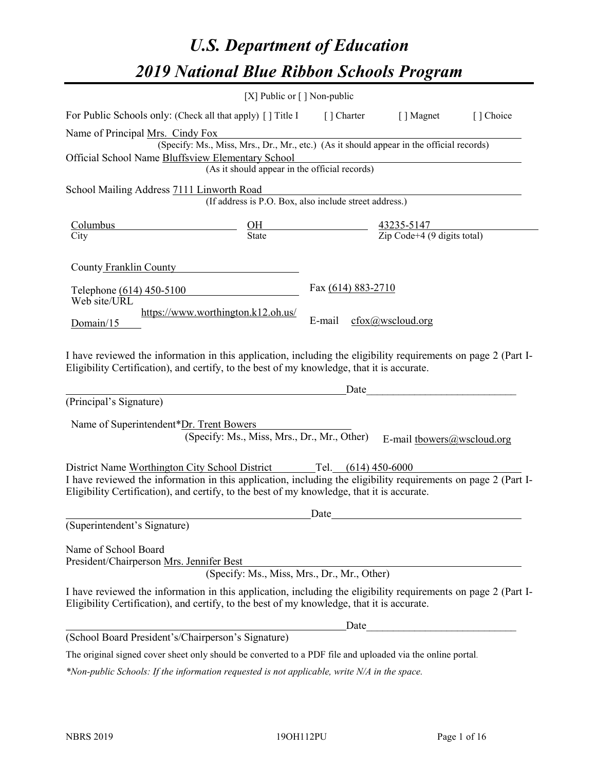# *U.S. Department of Education*

# *2019 National Blue Ribbon Schools Program*

[X] Public or [ ] Non-public

For Public Schools only: (Check all that apply) [ ] Title I [ ] Charter [ ] Magnet [ ] Choice

Name of Principal Mrs. Cindy Fox
(Specify: Ms., Miss, Mrs., Dr., Mr., etc.) (As it should appear in the official records)

Official School Name Bluffsview Elementary School
(As it should appear in the official records)

School Mailing Address 7111 Linworth Road
(If address is P.O. Box, also include street address.)

| Columbus | OH | 43235-5147 |
|---|---|---|
| City | State | Zip Code+4 (9 digits total) |

County Franklin County

Telephone (614) 450-5100 Fax (614) 883-2710

Web site/URL https://www.worthington.k12.oh.us/Domain/15 E-mail cfox@wscloud.org

I have reviewed the information in this application, including the eligibility requirements on page 2 (Part I-Eligibility Certification), and certify, to the best of my knowledge, that it is accurate.

_______________________________________________ Date___________________________

(Principal's Signature)

Name of Superintendent*Dr. Trent Bowers
(Specify: Ms., Miss, Mrs., Dr., Mr., Other) E-mail tbowers@wscloud.org

District Name Worthington City School District Tel. (614) 450-6000

I have reviewed the information in this application, including the eligibility requirements on page 2 (Part I-Eligibility Certification), and certify, to the best of my knowledge, that it is accurate.

_______________________________________________ Date___________________________

(Superintendent's Signature)

Name of School Board
President/Chairperson Mrs. Jennifer Best
(Specify: Ms., Miss, Mrs., Dr., Mr., Other)

I have reviewed the information in this application, including the eligibility requirements on page 2 (Part I-Eligibility Certification), and certify, to the best of my knowledge, that it is accurate.

_______________________________________________ Date___________________________

(School Board President's/Chairperson's Signature)

The original signed cover sheet only should be converted to a PDF file and uploaded via the online portal.

*\*Non-public Schools: If the information requested is not applicable, write N/A in the space.*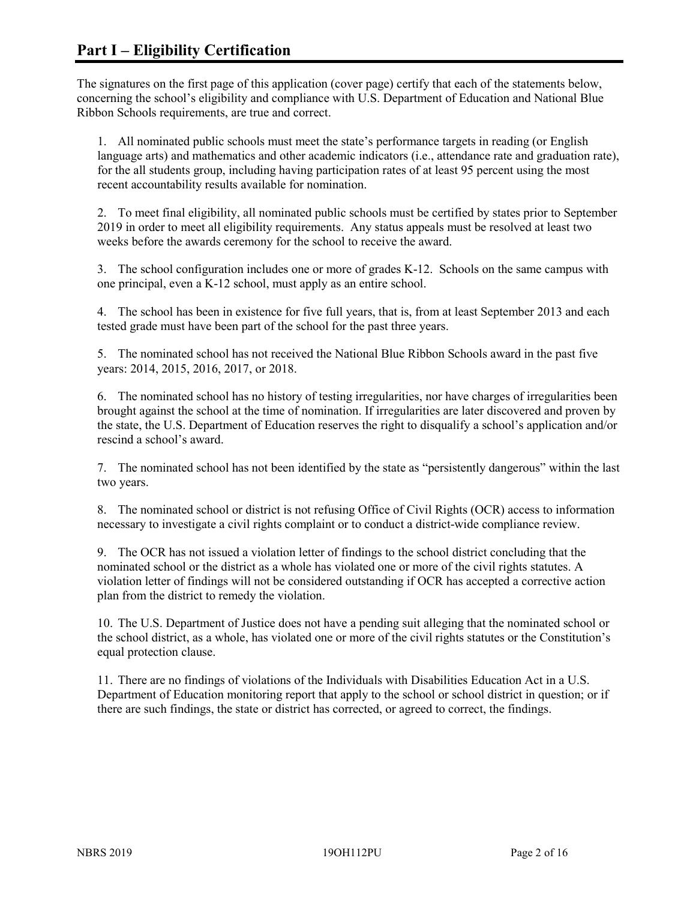# Part I – Eligibility Certification

The signatures on the first page of this application (cover page) certify that each of the statements below, concerning the school's eligibility and compliance with U.S. Department of Education and National Blue Ribbon Schools requirements, are true and correct.

1. All nominated public schools must meet the state's performance targets in reading (or English language arts) and mathematics and other academic indicators (i.e., attendance rate and graduation rate), for the all students group, including having participation rates of at least 95 percent using the most recent accountability results available for nomination.

2. To meet final eligibility, all nominated public schools must be certified by states prior to September 2019 in order to meet all eligibility requirements. Any status appeals must be resolved at least two weeks before the awards ceremony for the school to receive the award.

3. The school configuration includes one or more of grades K-12. Schools on the same campus with one principal, even a K-12 school, must apply as an entire school.

4. The school has been in existence for five full years, that is, from at least September 2013 and each tested grade must have been part of the school for the past three years.

5. The nominated school has not received the National Blue Ribbon Schools award in the past five years: 2014, 2015, 2016, 2017, or 2018.

6. The nominated school has no history of testing irregularities, nor have charges of irregularities been brought against the school at the time of nomination. If irregularities are later discovered and proven by the state, the U.S. Department of Education reserves the right to disqualify a school's application and/or rescind a school's award.

7. The nominated school has not been identified by the state as "persistently dangerous" within the last two years.

8. The nominated school or district is not refusing Office of Civil Rights (OCR) access to information necessary to investigate a civil rights complaint or to conduct a district-wide compliance review.

9. The OCR has not issued a violation letter of findings to the school district concluding that the nominated school or the district as a whole has violated one or more of the civil rights statutes. A violation letter of findings will not be considered outstanding if OCR has accepted a corrective action plan from the district to remedy the violation.

10. The U.S. Department of Justice does not have a pending suit alleging that the nominated school or the school district, as a whole, has violated one or more of the civil rights statutes or the Constitution's equal protection clause.

11. There are no findings of violations of the Individuals with Disabilities Education Act in a U.S. Department of Education monitoring report that apply to the school or school district in question; or if there are such findings, the state or district has corrected, or agreed to correct, the findings.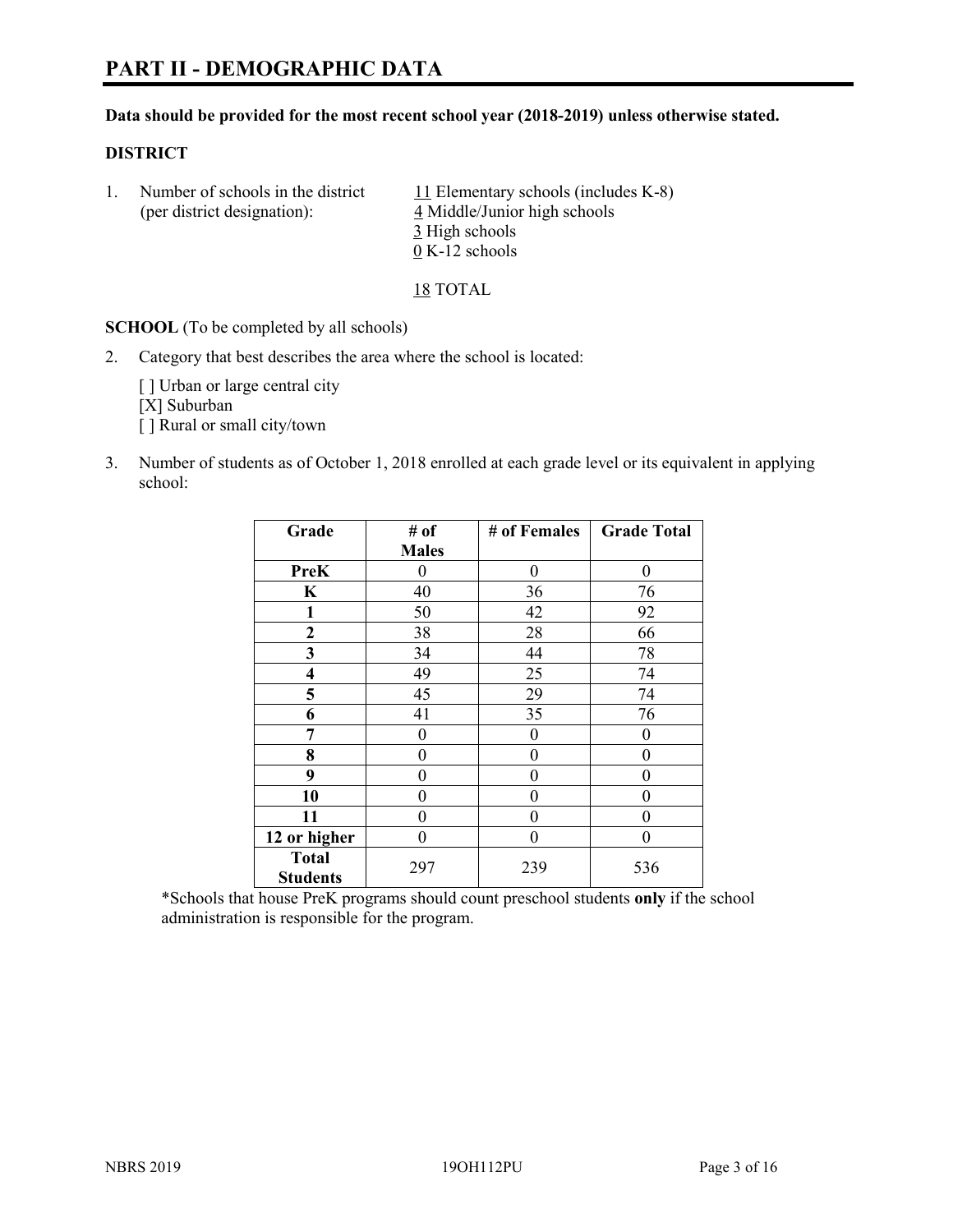# PART II - DEMOGRAPHIC DATA

**Data should be provided for the most recent school year (2018-2019) unless otherwise stated.**

## DISTRICT

1. Number of schools in the district (per district designation):
   - 11 Elementary schools (includes K-8)
   - 4 Middle/Junior high schools
   - 3 High schools
   - 0 K-12 schools

   18 TOTAL

**SCHOOL** (To be completed by all schools)

2. Category that best describes the area where the school is located:

   [ ] Urban or large central city
   [X] Suburban
   [ ] Rural or small city/town

3. Number of students as of October 1, 2018 enrolled at each grade level or its equivalent in applying school:

| Grade | # of Males | # of Females | Grade Total |
|---|---|---|---|
| **PreK** | 0 | 0 | 0 |
| **K** | 40 | 36 | 76 |
| **1** | 50 | 42 | 92 |
| **2** | 38 | 28 | 66 |
| **3** | 34 | 44 | 78 |
| **4** | 49 | 25 | 74 |
| **5** | 45 | 29 | 74 |
| **6** | 41 | 35 | 76 |
| **7** | 0 | 0 | 0 |
| **8** | 0 | 0 | 0 |
| **9** | 0 | 0 | 0 |
| **10** | 0 | 0 | 0 |
| **11** | 0 | 0 | 0 |
| **12 or higher** | 0 | 0 | 0 |
| **Total Students** | 297 | 239 | 536 |

*Schools that house PreK programs should count preschool students **only** if the school administration is responsible for the program.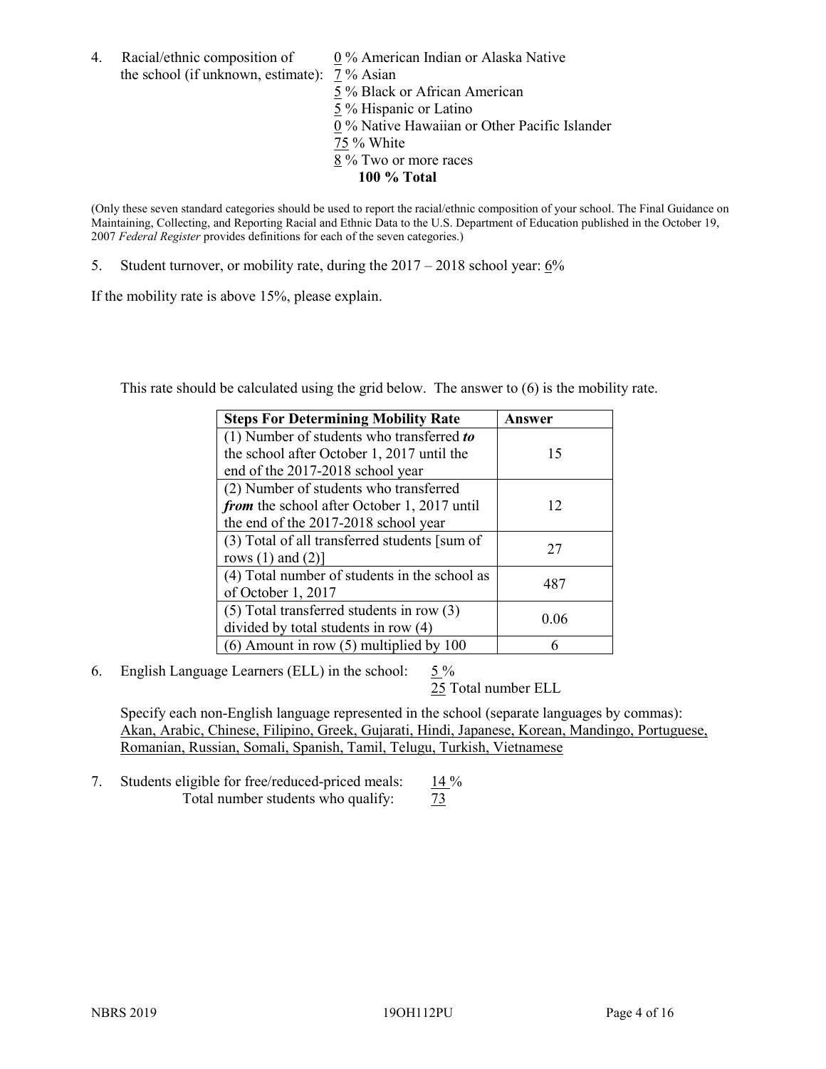4. Racial/ethnic composition of the school (if unknown, estimate):
   - 0 % American Indian or Alaska Native
   - 7 % Asian
   - 5 % Black or African American
   - 5 % Hispanic or Latino
   - 0 % Native Hawaiian or Other Pacific Islander
   - 75 % White
   - 8 % Two or more races
   - **100 % Total**

(Only these seven standard categories should be used to report the racial/ethnic composition of your school. The Final Guidance on Maintaining, Collecting, and Reporting Racial and Ethnic Data to the U.S. Department of Education published in the October 19, 2007 *Federal Register* provides definitions for each of the seven categories.)

5. Student turnover, or mobility rate, during the 2017 – 2018 school year: 6%

If the mobility rate is above 15%, please explain.

This rate should be calculated using the grid below. The answer to (6) is the mobility rate.

| Steps For Determining Mobility Rate | Answer |
| --- | --- |
| (1) Number of students who transferred ***to*** the school after October 1, 2017 until the end of the 2017-2018 school year | 15 |
| (2) Number of students who transferred ***from*** the school after October 1, 2017 until the end of the 2017-2018 school year | 12 |
| (3) Total of all transferred students [sum of rows (1) and (2)] | 27 |
| (4) Total number of students in the school as of October 1, 2017 | 487 |
| (5) Total transferred students in row (3) divided by total students in row (4) | 0.06 |
| (6) Amount in row (5) multiplied by 100 | 6 |

6. English Language Learners (ELL) in the school: 5 %
   25 Total number ELL

   Specify each non-English language represented in the school (separate languages by commas): Akan, Arabic, Chinese, Filipino, Greek, Gujarati, Hindi, Japanese, Korean, Mandingo, Portuguese, Romanian, Russian, Somali, Spanish, Tamil, Telugu, Turkish, Vietnamese

7. Students eligible for free/reduced-priced meals: 14 %
   Total number students who qualify: 73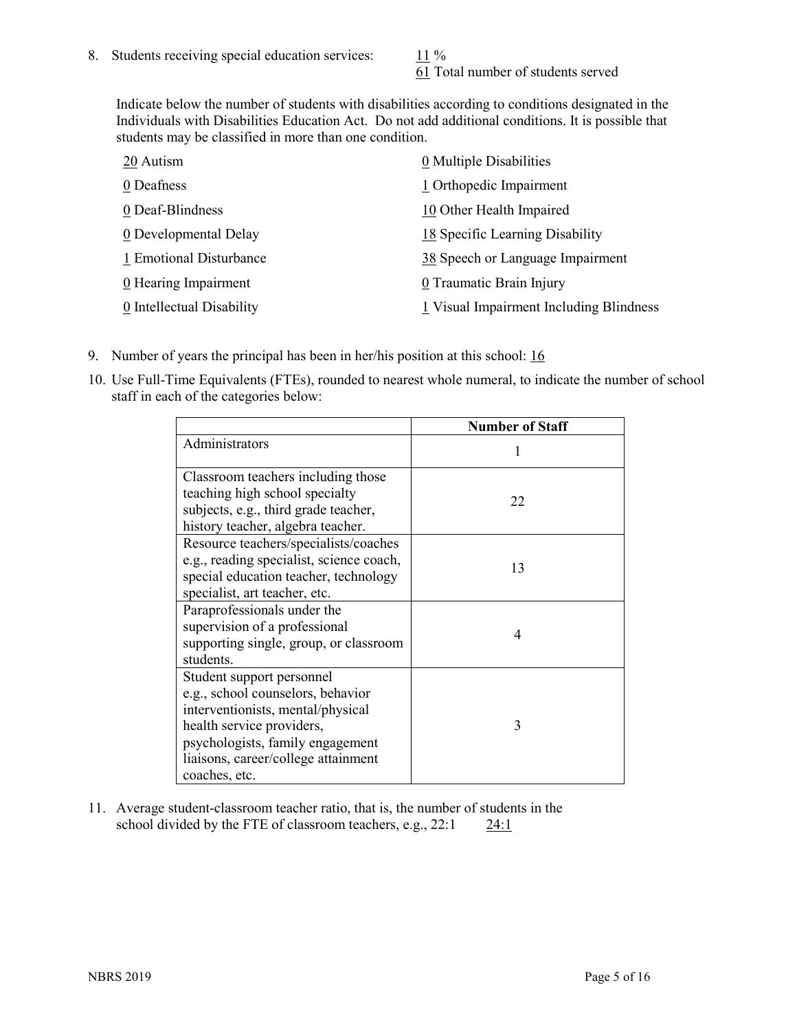8. Students receiving special education services: 11 %
61 Total number of students served

Indicate below the number of students with disabilities according to conditions designated in the Individuals with Disabilities Education Act. Do not add additional conditions. It is possible that students may be classified in more than one condition.

20 Autism
0 Deafness
0 Deaf-Blindness
0 Developmental Delay
1 Emotional Disturbance
0 Hearing Impairment
0 Intellectual Disability
0 Multiple Disabilities
1 Orthopedic Impairment
10 Other Health Impaired
18 Specific Learning Disability
38 Speech or Language Impairment
0 Traumatic Brain Injury
1 Visual Impairment Including Blindness

9. Number of years the principal has been in her/his position at this school: 16

10. Use Full-Time Equivalents (FTEs), rounded to nearest whole numeral, to indicate the number of school staff in each of the categories below:

| | Number of Staff |
|---|---|
| Administrators | 1 |
| Classroom teachers including those teaching high school specialty subjects, e.g., third grade teacher, history teacher, algebra teacher. | 22 |
| Resource teachers/specialists/coaches e.g., reading specialist, science coach, special education teacher, technology specialist, art teacher, etc. | 13 |
| Paraprofessionals under the supervision of a professional supporting single, group, or classroom students. | 4 |
| Student support personnel e.g., school counselors, behavior interventionists, mental/physical health service providers, psychologists, family engagement liaisons, career/college attainment coaches, etc. | 3 |

11. Average student-classroom teacher ratio, that is, the number of students in the school divided by the FTE of classroom teachers, e.g., 22:1 24:1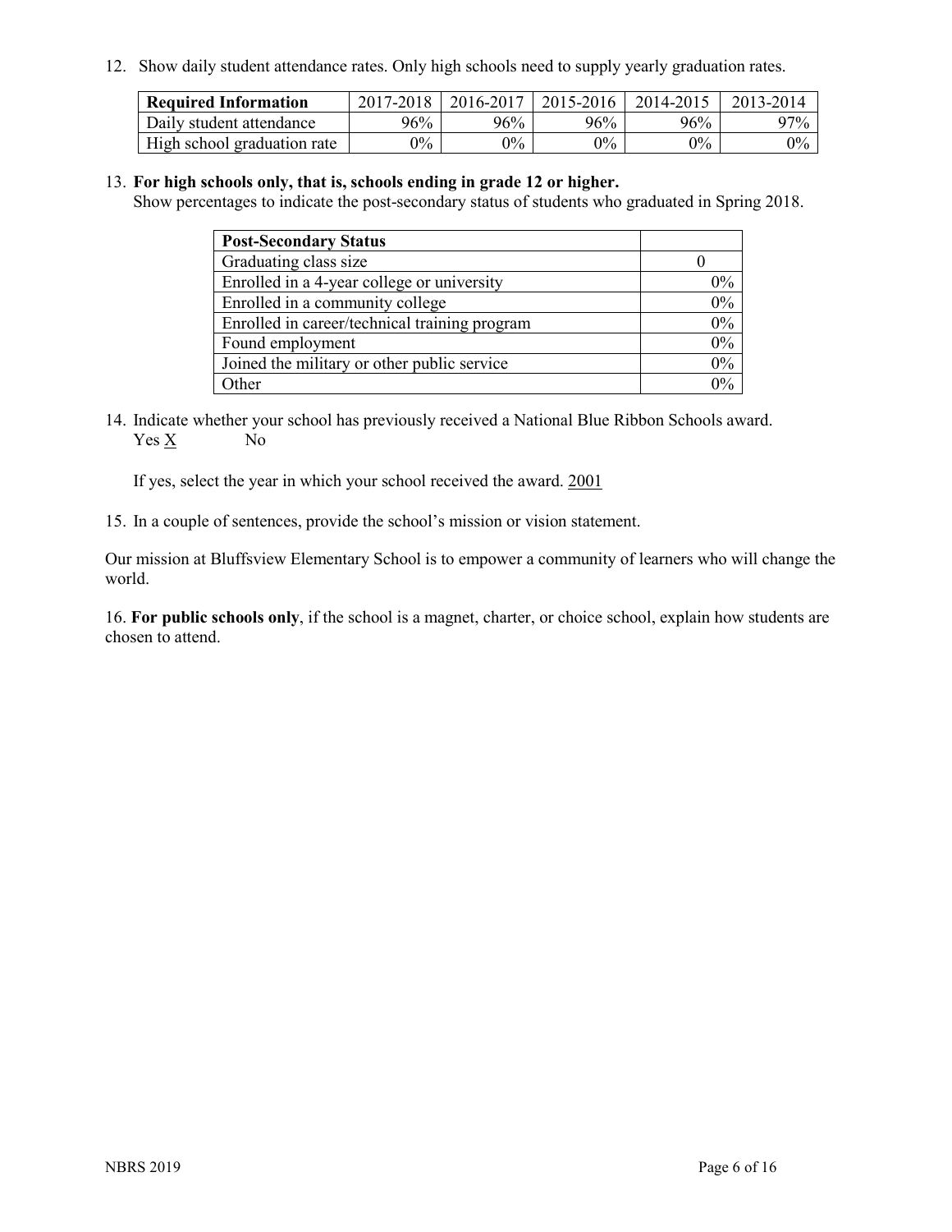12. Show daily student attendance rates. Only high schools need to supply yearly graduation rates.

| Required Information | 2017-2018 | 2016-2017 | 2015-2016 | 2014-2015 | 2013-2014 |
|---|---|---|---|---|---|
| Daily student attendance | 96% | 96% | 96% | 96% | 97% |
| High school graduation rate | 0% | 0% | 0% | 0% | 0% |

13. **For high schools only, that is, schools ending in grade 12 or higher.**
Show percentages to indicate the post-secondary status of students who graduated in Spring 2018.

| Post-Secondary Status | |
|---|---|
| Graduating class size | 0 |
| Enrolled in a 4-year college or university | 0% |
| Enrolled in a community college | 0% |
| Enrolled in career/technical training program | 0% |
| Found employment | 0% |
| Joined the military or other public service | 0% |
| Other | 0% |

14. Indicate whether your school has previously received a National Blue Ribbon Schools award.
Yes X No

If yes, select the year in which your school received the award. 2001

15. In a couple of sentences, provide the school's mission or vision statement.

Our mission at Bluffsview Elementary School is to empower a community of learners who will change the world.

16. **For public schools only**, if the school is a magnet, charter, or choice school, explain how students are chosen to attend.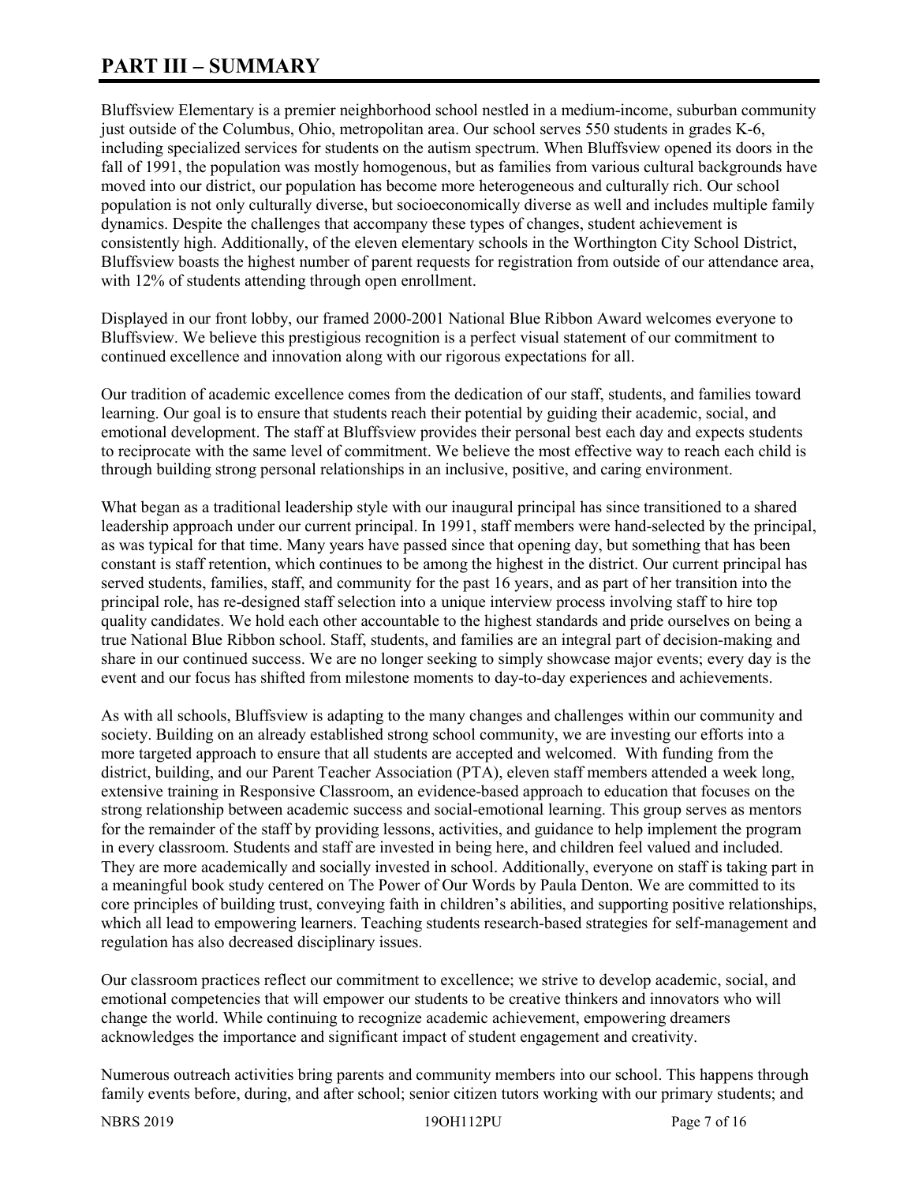# PART III – SUMMARY

Bluffsview Elementary is a premier neighborhood school nestled in a medium-income, suburban community just outside of the Columbus, Ohio, metropolitan area. Our school serves 550 students in grades K-6, including specialized services for students on the autism spectrum. When Bluffsview opened its doors in the fall of 1991, the population was mostly homogenous, but as families from various cultural backgrounds have moved into our district, our population has become more heterogeneous and culturally rich. Our school population is not only culturally diverse, but socioeconomically diverse as well and includes multiple family dynamics. Despite the challenges that accompany these types of changes, student achievement is consistently high. Additionally, of the eleven elementary schools in the Worthington City School District, Bluffsview boasts the highest number of parent requests for registration from outside of our attendance area, with 12% of students attending through open enrollment.

Displayed in our front lobby, our framed 2000-2001 National Blue Ribbon Award welcomes everyone to Bluffsview. We believe this prestigious recognition is a perfect visual statement of our commitment to continued excellence and innovation along with our rigorous expectations for all.

Our tradition of academic excellence comes from the dedication of our staff, students, and families toward learning. Our goal is to ensure that students reach their potential by guiding their academic, social, and emotional development. The staff at Bluffsview provides their personal best each day and expects students to reciprocate with the same level of commitment. We believe the most effective way to reach each child is through building strong personal relationships in an inclusive, positive, and caring environment.

What began as a traditional leadership style with our inaugural principal has since transitioned to a shared leadership approach under our current principal. In 1991, staff members were hand-selected by the principal, as was typical for that time. Many years have passed since that opening day, but something that has been constant is staff retention, which continues to be among the highest in the district. Our current principal has served students, families, staff, and community for the past 16 years, and as part of her transition into the principal role, has re-designed staff selection into a unique interview process involving staff to hire top quality candidates. We hold each other accountable to the highest standards and pride ourselves on being a true National Blue Ribbon school. Staff, students, and families are an integral part of decision-making and share in our continued success. We are no longer seeking to simply showcase major events; every day is the event and our focus has shifted from milestone moments to day-to-day experiences and achievements.

As with all schools, Bluffsview is adapting to the many changes and challenges within our community and society. Building on an already established strong school community, we are investing our efforts into a more targeted approach to ensure that all students are accepted and welcomed. With funding from the district, building, and our Parent Teacher Association (PTA), eleven staff members attended a week long, extensive training in Responsive Classroom, an evidence-based approach to education that focuses on the strong relationship between academic success and social-emotional learning. This group serves as mentors for the remainder of the staff by providing lessons, activities, and guidance to help implement the program in every classroom. Students and staff are invested in being here, and children feel valued and included. They are more academically and socially invested in school. Additionally, everyone on staff is taking part in a meaningful book study centered on The Power of Our Words by Paula Denton. We are committed to its core principles of building trust, conveying faith in children's abilities, and supporting positive relationships, which all lead to empowering learners. Teaching students research-based strategies for self-management and regulation has also decreased disciplinary issues.

Our classroom practices reflect our commitment to excellence; we strive to develop academic, social, and emotional competencies that will empower our students to be creative thinkers and innovators who will change the world. While continuing to recognize academic achievement, empowering dreamers acknowledges the importance and significant impact of student engagement and creativity.

Numerous outreach activities bring parents and community members into our school. This happens through family events before, during, and after school; senior citizen tutors working with our primary students; and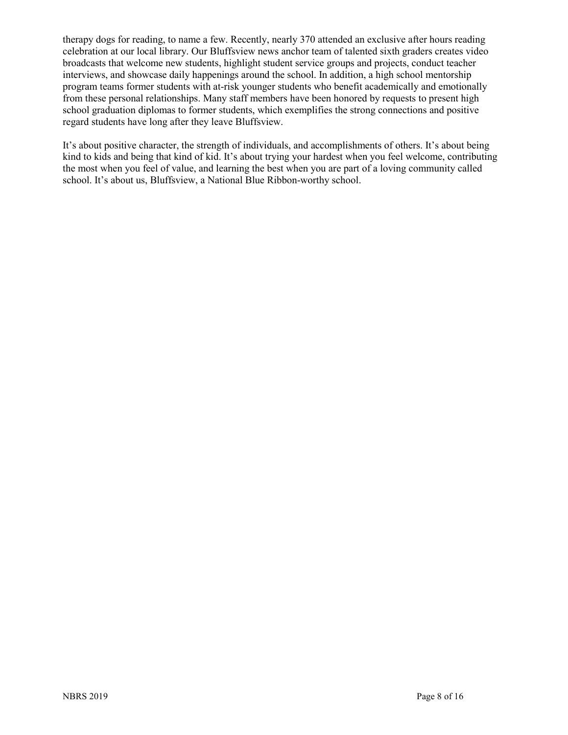therapy dogs for reading, to name a few. Recently, nearly 370 attended an exclusive after hours reading celebration at our local library. Our Bluffsview news anchor team of talented sixth graders creates video broadcasts that welcome new students, highlight student service groups and projects, conduct teacher interviews, and showcase daily happenings around the school. In addition, a high school mentorship program teams former students with at-risk younger students who benefit academically and emotionally from these personal relationships. Many staff members have been honored by requests to present high school graduation diplomas to former students, which exemplifies the strong connections and positive regard students have long after they leave Bluffsview.

It's about positive character, the strength of individuals, and accomplishments of others. It's about being kind to kids and being that kind of kid. It's about trying your hardest when you feel welcome, contributing the most when you feel of value, and learning the best when you are part of a loving community called school. It's about us, Bluffsview, a National Blue Ribbon-worthy school.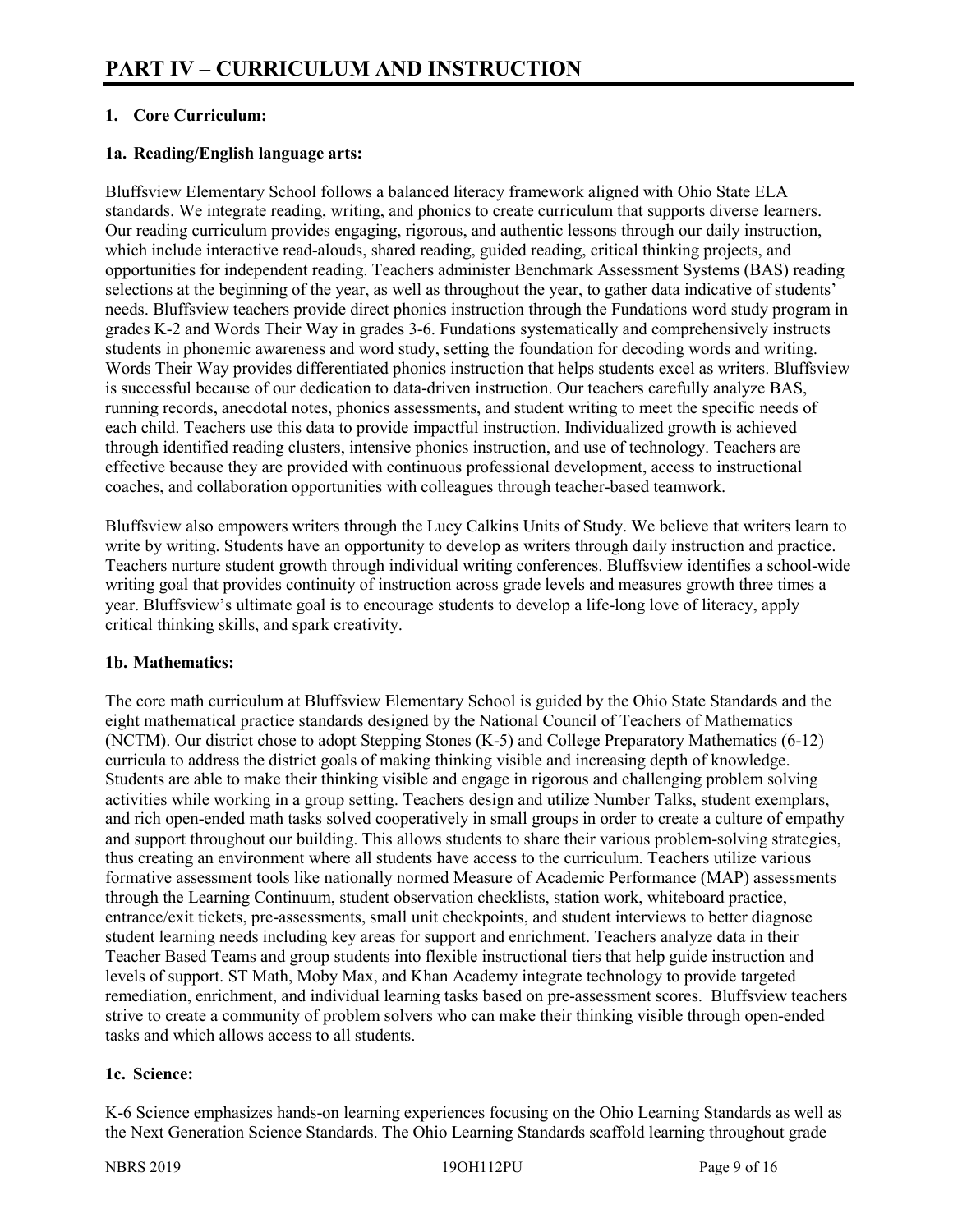# PART IV – CURRICULUM AND INSTRUCTION

## 1. Core Curriculum:

### 1a. Reading/English language arts:

Bluffsview Elementary School follows a balanced literacy framework aligned with Ohio State ELA standards. We integrate reading, writing, and phonics to create curriculum that supports diverse learners. Our reading curriculum provides engaging, rigorous, and authentic lessons through our daily instruction, which include interactive read-alouds, shared reading, guided reading, critical thinking projects, and opportunities for independent reading. Teachers administer Benchmark Assessment Systems (BAS) reading selections at the beginning of the year, as well as throughout the year, to gather data indicative of students' needs. Bluffsview teachers provide direct phonics instruction through the Fundations word study program in grades K-2 and Words Their Way in grades 3-6. Fundations systematically and comprehensively instructs students in phonemic awareness and word study, setting the foundation for decoding words and writing. Words Their Way provides differentiated phonics instruction that helps students excel as writers. Bluffsview is successful because of our dedication to data-driven instruction. Our teachers carefully analyze BAS, running records, anecdotal notes, phonics assessments, and student writing to meet the specific needs of each child. Teachers use this data to provide impactful instruction. Individualized growth is achieved through identified reading clusters, intensive phonics instruction, and use of technology. Teachers are effective because they are provided with continuous professional development, access to instructional coaches, and collaboration opportunities with colleagues through teacher-based teamwork.

Bluffsview also empowers writers through the Lucy Calkins Units of Study. We believe that writers learn to write by writing. Students have an opportunity to develop as writers through daily instruction and practice. Teachers nurture student growth through individual writing conferences. Bluffsview identifies a school-wide writing goal that provides continuity of instruction across grade levels and measures growth three times a year. Bluffsview's ultimate goal is to encourage students to develop a life-long love of literacy, apply critical thinking skills, and spark creativity.

### 1b. Mathematics:

The core math curriculum at Bluffsview Elementary School is guided by the Ohio State Standards and the eight mathematical practice standards designed by the National Council of Teachers of Mathematics (NCTM). Our district chose to adopt Stepping Stones (K-5) and College Preparatory Mathematics (6-12) curricula to address the district goals of making thinking visible and increasing depth of knowledge. Students are able to make their thinking visible and engage in rigorous and challenging problem solving activities while working in a group setting. Teachers design and utilize Number Talks, student exemplars, and rich open-ended math tasks solved cooperatively in small groups in order to create a culture of empathy and support throughout our building. This allows students to share their various problem-solving strategies, thus creating an environment where all students have access to the curriculum. Teachers utilize various formative assessment tools like nationally normed Measure of Academic Performance (MAP) assessments through the Learning Continuum, student observation checklists, station work, whiteboard practice, entrance/exit tickets, pre-assessments, small unit checkpoints, and student interviews to better diagnose student learning needs including key areas for support and enrichment. Teachers analyze data in their Teacher Based Teams and group students into flexible instructional tiers that help guide instruction and levels of support. ST Math, Moby Max, and Khan Academy integrate technology to provide targeted remediation, enrichment, and individual learning tasks based on pre-assessment scores. Bluffsview teachers strive to create a community of problem solvers who can make their thinking visible through open-ended tasks and which allows access to all students.

### 1c. Science:

K-6 Science emphasizes hands-on learning experiences focusing on the Ohio Learning Standards as well as the Next Generation Science Standards. The Ohio Learning Standards scaffold learning throughout grade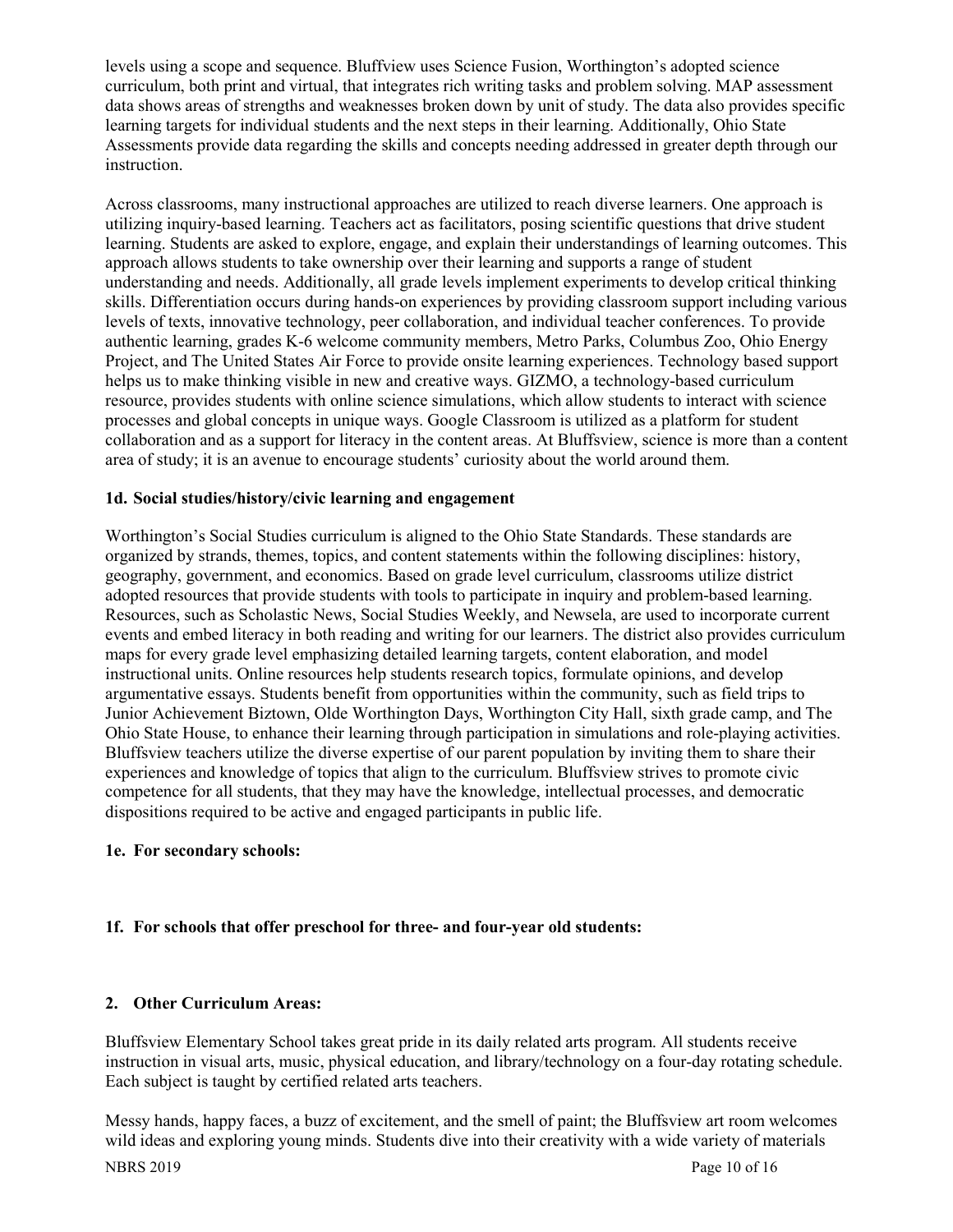levels using a scope and sequence. Bluffview uses Science Fusion, Worthington's adopted science curriculum, both print and virtual, that integrates rich writing tasks and problem solving. MAP assessment data shows areas of strengths and weaknesses broken down by unit of study. The data also provides specific learning targets for individual students and the next steps in their learning. Additionally, Ohio State Assessments provide data regarding the skills and concepts needing addressed in greater depth through our instruction.

Across classrooms, many instructional approaches are utilized to reach diverse learners. One approach is utilizing inquiry-based learning. Teachers act as facilitators, posing scientific questions that drive student learning. Students are asked to explore, engage, and explain their understandings of learning outcomes. This approach allows students to take ownership over their learning and supports a range of student understanding and needs. Additionally, all grade levels implement experiments to develop critical thinking skills. Differentiation occurs during hands-on experiences by providing classroom support including various levels of texts, innovative technology, peer collaboration, and individual teacher conferences. To provide authentic learning, grades K-6 welcome community members, Metro Parks, Columbus Zoo, Ohio Energy Project, and The United States Air Force to provide onsite learning experiences. Technology based support helps us to make thinking visible in new and creative ways. GIZMO, a technology-based curriculum resource, provides students with online science simulations, which allow students to interact with science processes and global concepts in unique ways. Google Classroom is utilized as a platform for student collaboration and as a support for literacy in the content areas. At Bluffsview, science is more than a content area of study; it is an avenue to encourage students' curiosity about the world around them.

### 1d. Social studies/history/civic learning and engagement

Worthington's Social Studies curriculum is aligned to the Ohio State Standards. These standards are organized by strands, themes, topics, and content statements within the following disciplines: history, geography, government, and economics. Based on grade level curriculum, classrooms utilize district adopted resources that provide students with tools to participate in inquiry and problem-based learning. Resources, such as Scholastic News, Social Studies Weekly, and Newsela, are used to incorporate current events and embed literacy in both reading and writing for our learners. The district also provides curriculum maps for every grade level emphasizing detailed learning targets, content elaboration, and model instructional units. Online resources help students research topics, formulate opinions, and develop argumentative essays. Students benefit from opportunities within the community, such as field trips to Junior Achievement Biztown, Olde Worthington Days, Worthington City Hall, sixth grade camp, and The Ohio State House, to enhance their learning through participation in simulations and role-playing activities. Bluffsview teachers utilize the diverse expertise of our parent population by inviting them to share their experiences and knowledge of topics that align to the curriculum. Bluffsview strives to promote civic competence for all students, that they may have the knowledge, intellectual processes, and democratic dispositions required to be active and engaged participants in public life.

### 1e. For secondary schools:

### 1f. For schools that offer preschool for three- and four-year old students:

### 2. Other Curriculum Areas:

Bluffsview Elementary School takes great pride in its daily related arts program. All students receive instruction in visual arts, music, physical education, and library/technology on a four-day rotating schedule. Each subject is taught by certified related arts teachers.

Messy hands, happy faces, a buzz of excitement, and the smell of paint; the Bluffsview art room welcomes wild ideas and exploring young minds. Students dive into their creativity with a wide variety of materials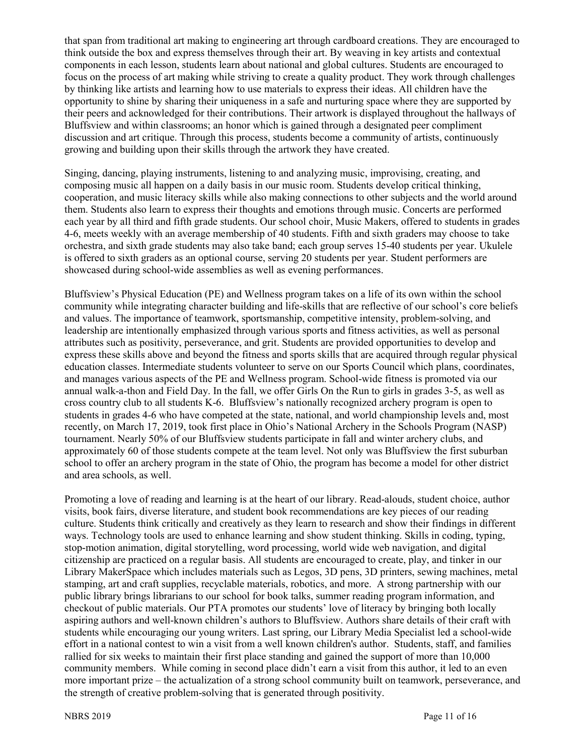that span from traditional art making to engineering art through cardboard creations. They are encouraged to think outside the box and express themselves through their art. By weaving in key artists and contextual components in each lesson, students learn about national and global cultures. Students are encouraged to focus on the process of art making while striving to create a quality product. They work through challenges by thinking like artists and learning how to use materials to express their ideas. All children have the opportunity to shine by sharing their uniqueness in a safe and nurturing space where they are supported by their peers and acknowledged for their contributions. Their artwork is displayed throughout the hallways of Bluffsview and within classrooms; an honor which is gained through a designated peer compliment discussion and art critique. Through this process, students become a community of artists, continuously growing and building upon their skills through the artwork they have created.

Singing, dancing, playing instruments, listening to and analyzing music, improvising, creating, and composing music all happen on a daily basis in our music room. Students develop critical thinking, cooperation, and music literacy skills while also making connections to other subjects and the world around them. Students also learn to express their thoughts and emotions through music. Concerts are performed each year by all third and fifth grade students. Our school choir, Music Makers, offered to students in grades 4-6, meets weekly with an average membership of 40 students. Fifth and sixth graders may choose to take orchestra, and sixth grade students may also take band; each group serves 15-40 students per year. Ukulele is offered to sixth graders as an optional course, serving 20 students per year. Student performers are showcased during school-wide assemblies as well as evening performances.

Bluffsview's Physical Education (PE) and Wellness program takes on a life of its own within the school community while integrating character building and life-skills that are reflective of our school's core beliefs and values. The importance of teamwork, sportsmanship, competitive intensity, problem-solving, and leadership are intentionally emphasized through various sports and fitness activities, as well as personal attributes such as positivity, perseverance, and grit. Students are provided opportunities to develop and express these skills above and beyond the fitness and sports skills that are acquired through regular physical education classes. Intermediate students volunteer to serve on our Sports Council which plans, coordinates, and manages various aspects of the PE and Wellness program. School-wide fitness is promoted via our annual walk-a-thon and Field Day. In the fall, we offer Girls On the Run to girls in grades 3-5, as well as cross country club to all students K-6. Bluffsview's nationally recognized archery program is open to students in grades 4-6 who have competed at the state, national, and world championship levels and, most recently, on March 17, 2019, took first place in Ohio's National Archery in the Schools Program (NASP) tournament. Nearly 50% of our Bluffsview students participate in fall and winter archery clubs, and approximately 60 of those students compete at the team level. Not only was Bluffsview the first suburban school to offer an archery program in the state of Ohio, the program has become a model for other district and area schools, as well.

Promoting a love of reading and learning is at the heart of our library. Read-alouds, student choice, author visits, book fairs, diverse literature, and student book recommendations are key pieces of our reading culture. Students think critically and creatively as they learn to research and show their findings in different ways. Technology tools are used to enhance learning and show student thinking. Skills in coding, typing, stop-motion animation, digital storytelling, word processing, world wide web navigation, and digital citizenship are practiced on a regular basis. All students are encouraged to create, play, and tinker in our Library MakerSpace which includes materials such as Legos, 3D pens, 3D printers, sewing machines, metal stamping, art and craft supplies, recyclable materials, robotics, and more. A strong partnership with our public library brings librarians to our school for book talks, summer reading program information, and checkout of public materials. Our PTA promotes our students' love of literacy by bringing both locally aspiring authors and well-known children's authors to Bluffsview. Authors share details of their craft with students while encouraging our young writers. Last spring, our Library Media Specialist led a school-wide effort in a national contest to win a visit from a well known children's author. Students, staff, and families rallied for six weeks to maintain their first place standing and gained the support of more than 10,000 community members. While coming in second place didn't earn a visit from this author, it led to an even more important prize – the actualization of a strong school community built on teamwork, perseverance, and the strength of creative problem-solving that is generated through positivity.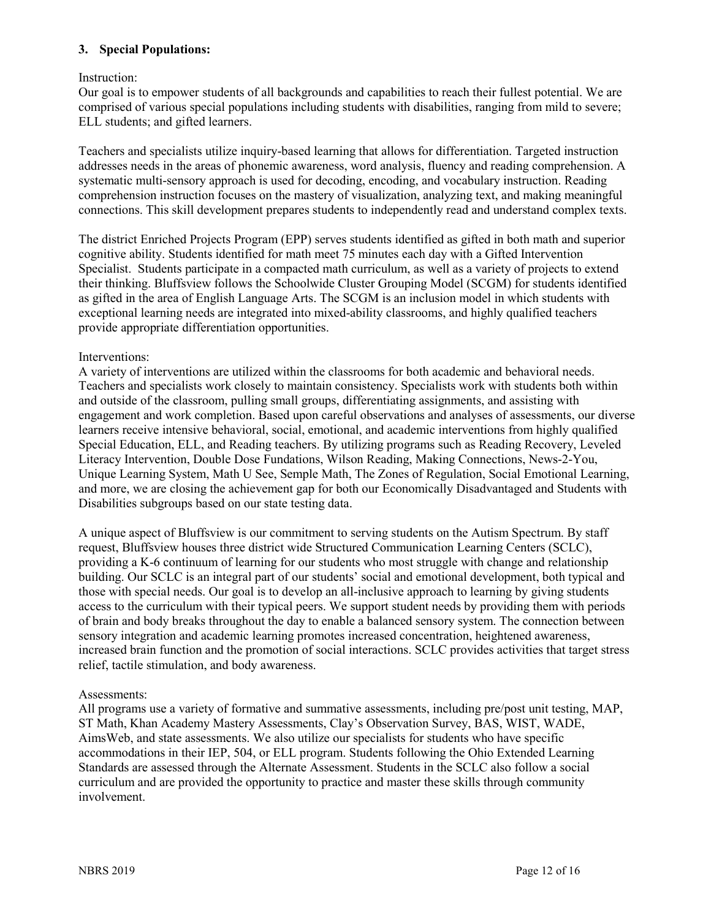### 3. Special Populations:

Instruction:

Our goal is to empower students of all backgrounds and capabilities to reach their fullest potential. We are comprised of various special populations including students with disabilities, ranging from mild to severe; ELL students; and gifted learners.

Teachers and specialists utilize inquiry-based learning that allows for differentiation. Targeted instruction addresses needs in the areas of phonemic awareness, word analysis, fluency and reading comprehension. A systematic multi-sensory approach is used for decoding, encoding, and vocabulary instruction. Reading comprehension instruction focuses on the mastery of visualization, analyzing text, and making meaningful connections. This skill development prepares students to independently read and understand complex texts.

The district Enriched Projects Program (EPP) serves students identified as gifted in both math and superior cognitive ability. Students identified for math meet 75 minutes each day with a Gifted Intervention Specialist. Students participate in a compacted math curriculum, as well as a variety of projects to extend their thinking. Bluffsview follows the Schoolwide Cluster Grouping Model (SCGM) for students identified as gifted in the area of English Language Arts. The SCGM is an inclusion model in which students with exceptional learning needs are integrated into mixed-ability classrooms, and highly qualified teachers provide appropriate differentiation opportunities.

Interventions:

A variety of interventions are utilized within the classrooms for both academic and behavioral needs. Teachers and specialists work closely to maintain consistency. Specialists work with students both within and outside of the classroom, pulling small groups, differentiating assignments, and assisting with engagement and work completion. Based upon careful observations and analyses of assessments, our diverse learners receive intensive behavioral, social, emotional, and academic interventions from highly qualified Special Education, ELL, and Reading teachers. By utilizing programs such as Reading Recovery, Leveled Literacy Intervention, Double Dose Fundations, Wilson Reading, Making Connections, News-2-You, Unique Learning System, Math U See, Semple Math, The Zones of Regulation, Social Emotional Learning, and more, we are closing the achievement gap for both our Economically Disadvantaged and Students with Disabilities subgroups based on our state testing data.

A unique aspect of Bluffsview is our commitment to serving students on the Autism Spectrum. By staff request, Bluffsview houses three district wide Structured Communication Learning Centers (SCLC), providing a K-6 continuum of learning for our students who most struggle with change and relationship building. Our SCLC is an integral part of our students' social and emotional development, both typical and those with special needs. Our goal is to develop an all-inclusive approach to learning by giving students access to the curriculum with their typical peers. We support student needs by providing them with periods of brain and body breaks throughout the day to enable a balanced sensory system. The connection between sensory integration and academic learning promotes increased concentration, heightened awareness, increased brain function and the promotion of social interactions. SCLC provides activities that target stress relief, tactile stimulation, and body awareness.

Assessments:

All programs use a variety of formative and summative assessments, including pre/post unit testing, MAP, ST Math, Khan Academy Mastery Assessments, Clay's Observation Survey, BAS, WIST, WADE, AimsWeb, and state assessments. We also utilize our specialists for students who have specific accommodations in their IEP, 504, or ELL program. Students following the Ohio Extended Learning Standards are assessed through the Alternate Assessment. Students in the SCLC also follow a social curriculum and are provided the opportunity to practice and master these skills through community involvement.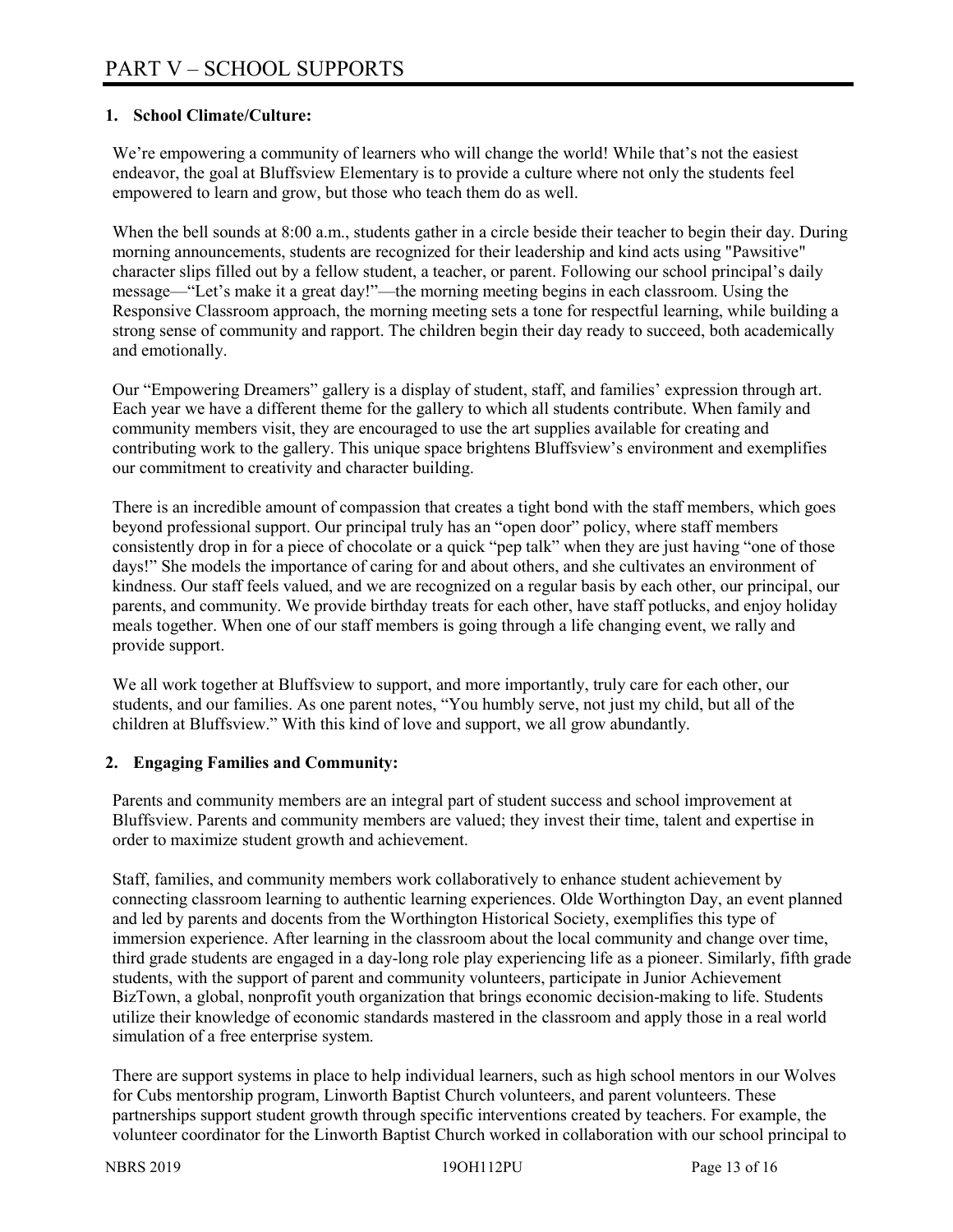# PART V – SCHOOL SUPPORTS

### 1. School Climate/Culture:

We're empowering a community of learners who will change the world! While that's not the easiest endeavor, the goal at Bluffsview Elementary is to provide a culture where not only the students feel empowered to learn and grow, but those who teach them do as well.

When the bell sounds at 8:00 a.m., students gather in a circle beside their teacher to begin their day. During morning announcements, students are recognized for their leadership and kind acts using "Pawsitive" character slips filled out by a fellow student, a teacher, or parent. Following our school principal's daily message—"Let's make it a great day!"—the morning meeting begins in each classroom. Using the Responsive Classroom approach, the morning meeting sets a tone for respectful learning, while building a strong sense of community and rapport. The children begin their day ready to succeed, both academically and emotionally.

Our "Empowering Dreamers" gallery is a display of student, staff, and families' expression through art. Each year we have a different theme for the gallery to which all students contribute. When family and community members visit, they are encouraged to use the art supplies available for creating and contributing work to the gallery. This unique space brightens Bluffsview's environment and exemplifies our commitment to creativity and character building.

There is an incredible amount of compassion that creates a tight bond with the staff members, which goes beyond professional support. Our principal truly has an "open door" policy, where staff members consistently drop in for a piece of chocolate or a quick "pep talk" when they are just having "one of those days!" She models the importance of caring for and about others, and she cultivates an environment of kindness. Our staff feels valued, and we are recognized on a regular basis by each other, our principal, our parents, and community. We provide birthday treats for each other, have staff potlucks, and enjoy holiday meals together. When one of our staff members is going through a life changing event, we rally and provide support.

We all work together at Bluffsview to support, and more importantly, truly care for each other, our students, and our families. As one parent notes, "You humbly serve, not just my child, but all of the children at Bluffsview." With this kind of love and support, we all grow abundantly.

### 2. Engaging Families and Community:

Parents and community members are an integral part of student success and school improvement at Bluffsview. Parents and community members are valued; they invest their time, talent and expertise in order to maximize student growth and achievement.

Staff, families, and community members work collaboratively to enhance student achievement by connecting classroom learning to authentic learning experiences. Olde Worthington Day, an event planned and led by parents and docents from the Worthington Historical Society, exemplifies this type of immersion experience. After learning in the classroom about the local community and change over time, third grade students are engaged in a day-long role play experiencing life as a pioneer. Similarly, fifth grade students, with the support of parent and community volunteers, participate in Junior Achievement BizTown, a global, nonprofit youth organization that brings economic decision-making to life. Students utilize their knowledge of economic standards mastered in the classroom and apply those in a real world simulation of a free enterprise system.

There are support systems in place to help individual learners, such as high school mentors in our Wolves for Cubs mentorship program, Linworth Baptist Church volunteers, and parent volunteers. These partnerships support student growth through specific interventions created by teachers. For example, the volunteer coordinator for the Linworth Baptist Church worked in collaboration with our school principal to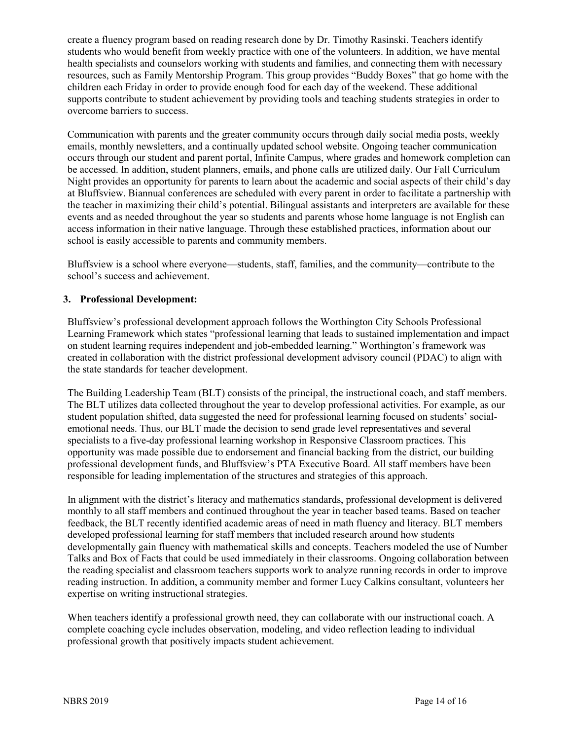create a fluency program based on reading research done by Dr. Timothy Rasinski. Teachers identify students who would benefit from weekly practice with one of the volunteers. In addition, we have mental health specialists and counselors working with students and families, and connecting them with necessary resources, such as Family Mentorship Program. This group provides "Buddy Boxes" that go home with the children each Friday in order to provide enough food for each day of the weekend. These additional supports contribute to student achievement by providing tools and teaching students strategies in order to overcome barriers to success.

Communication with parents and the greater community occurs through daily social media posts, weekly emails, monthly newsletters, and a continually updated school website. Ongoing teacher communication occurs through our student and parent portal, Infinite Campus, where grades and homework completion can be accessed. In addition, student planners, emails, and phone calls are utilized daily. Our Fall Curriculum Night provides an opportunity for parents to learn about the academic and social aspects of their child's day at Bluffsview. Biannual conferences are scheduled with every parent in order to facilitate a partnership with the teacher in maximizing their child's potential. Bilingual assistants and interpreters are available for these events and as needed throughout the year so students and parents whose home language is not English can access information in their native language. Through these established practices, information about our school is easily accessible to parents and community members.

Bluffsview is a school where everyone—students, staff, families, and the community—contribute to the school's success and achievement.

## 3. Professional Development:

Bluffsview's professional development approach follows the Worthington City Schools Professional Learning Framework which states "professional learning that leads to sustained implementation and impact on student learning requires independent and job-embedded learning." Worthington's framework was created in collaboration with the district professional development advisory council (PDAC) to align with the state standards for teacher development.

The Building Leadership Team (BLT) consists of the principal, the instructional coach, and staff members. The BLT utilizes data collected throughout the year to develop professional activities. For example, as our student population shifted, data suggested the need for professional learning focused on students' social-emotional needs. Thus, our BLT made the decision to send grade level representatives and several specialists to a five-day professional learning workshop in Responsive Classroom practices. This opportunity was made possible due to endorsement and financial backing from the district, our building professional development funds, and Bluffsview's PTA Executive Board. All staff members have been responsible for leading implementation of the structures and strategies of this approach.

In alignment with the district's literacy and mathematics standards, professional development is delivered monthly to all staff members and continued throughout the year in teacher based teams. Based on teacher feedback, the BLT recently identified academic areas of need in math fluency and literacy. BLT members developed professional learning for staff members that included research around how students developmentally gain fluency with mathematical skills and concepts. Teachers modeled the use of Number Talks and Box of Facts that could be used immediately in their classrooms. Ongoing collaboration between the reading specialist and classroom teachers supports work to analyze running records in order to improve reading instruction. In addition, a community member and former Lucy Calkins consultant, volunteers her expertise on writing instructional strategies.

When teachers identify a professional growth need, they can collaborate with our instructional coach. A complete coaching cycle includes observation, modeling, and video reflection leading to individual professional growth that positively impacts student achievement.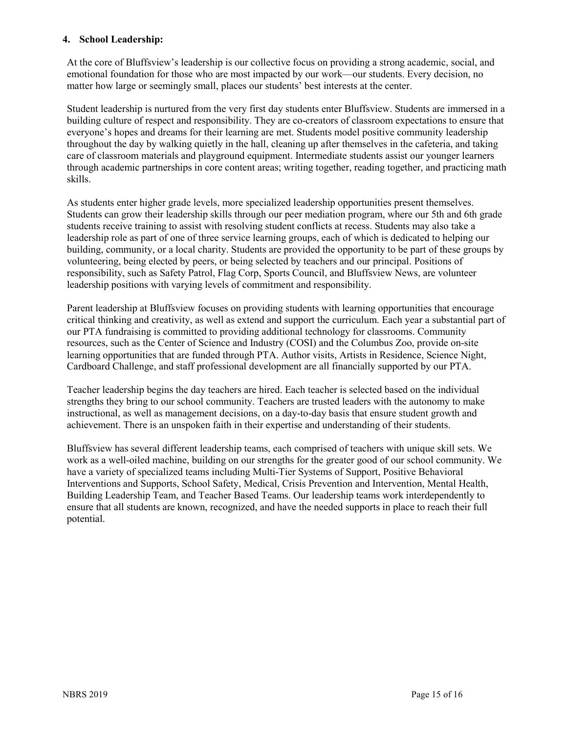#### 4. School Leadership:

At the core of Bluffsview's leadership is our collective focus on providing a strong academic, social, and emotional foundation for those who are most impacted by our work—our students. Every decision, no matter how large or seemingly small, places our students' best interests at the center.

Student leadership is nurtured from the very first day students enter Bluffsview. Students are immersed in a building culture of respect and responsibility. They are co-creators of classroom expectations to ensure that everyone's hopes and dreams for their learning are met. Students model positive community leadership throughout the day by walking quietly in the hall, cleaning up after themselves in the cafeteria, and taking care of classroom materials and playground equipment. Intermediate students assist our younger learners through academic partnerships in core content areas; writing together, reading together, and practicing math skills.

As students enter higher grade levels, more specialized leadership opportunities present themselves. Students can grow their leadership skills through our peer mediation program, where our 5th and 6th grade students receive training to assist with resolving student conflicts at recess. Students may also take a leadership role as part of one of three service learning groups, each of which is dedicated to helping our building, community, or a local charity. Students are provided the opportunity to be part of these groups by volunteering, being elected by peers, or being selected by teachers and our principal. Positions of responsibility, such as Safety Patrol, Flag Corp, Sports Council, and Bluffsview News, are volunteer leadership positions with varying levels of commitment and responsibility.

Parent leadership at Bluffsview focuses on providing students with learning opportunities that encourage critical thinking and creativity, as well as extend and support the curriculum. Each year a substantial part of our PTA fundraising is committed to providing additional technology for classrooms. Community resources, such as the Center of Science and Industry (COSI) and the Columbus Zoo, provide on-site learning opportunities that are funded through PTA. Author visits, Artists in Residence, Science Night, Cardboard Challenge, and staff professional development are all financially supported by our PTA.

Teacher leadership begins the day teachers are hired. Each teacher is selected based on the individual strengths they bring to our school community. Teachers are trusted leaders with the autonomy to make instructional, as well as management decisions, on a day-to-day basis that ensure student growth and achievement. There is an unspoken faith in their expertise and understanding of their students.

Bluffsview has several different leadership teams, each comprised of teachers with unique skill sets. We work as a well-oiled machine, building on our strengths for the greater good of our school community. We have a variety of specialized teams including Multi-Tier Systems of Support, Positive Behavioral Interventions and Supports, School Safety, Medical, Crisis Prevention and Intervention, Mental Health, Building Leadership Team, and Teacher Based Teams. Our leadership teams work interdependently to ensure that all students are known, recognized, and have the needed supports in place to reach their full potential.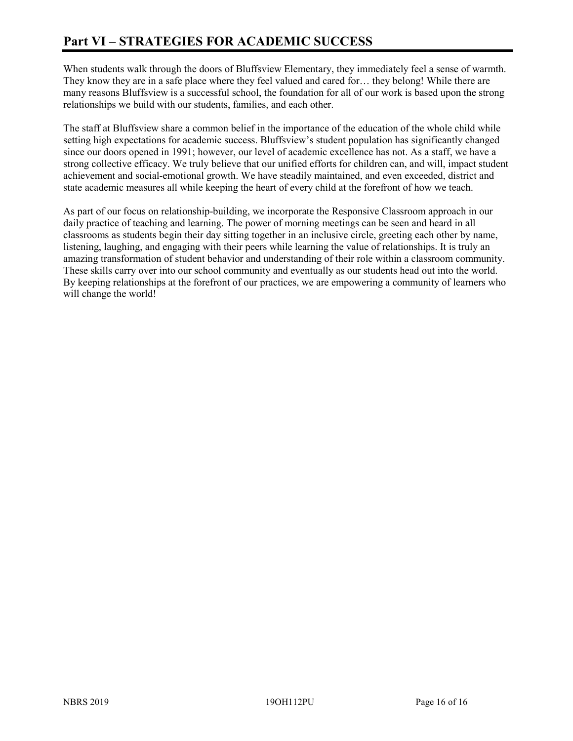# Part VI – STRATEGIES FOR ACADEMIC SUCCESS

When students walk through the doors of Bluffsview Elementary, they immediately feel a sense of warmth. They know they are in a safe place where they feel valued and cared for… they belong! While there are many reasons Bluffsview is a successful school, the foundation for all of our work is based upon the strong relationships we build with our students, families, and each other.

The staff at Bluffsview share a common belief in the importance of the education of the whole child while setting high expectations for academic success. Bluffsview's student population has significantly changed since our doors opened in 1991; however, our level of academic excellence has not. As a staff, we have a strong collective efficacy. We truly believe that our unified efforts for children can, and will, impact student achievement and social-emotional growth. We have steadily maintained, and even exceeded, district and state academic measures all while keeping the heart of every child at the forefront of how we teach.

As part of our focus on relationship-building, we incorporate the Responsive Classroom approach in our daily practice of teaching and learning. The power of morning meetings can be seen and heard in all classrooms as students begin their day sitting together in an inclusive circle, greeting each other by name, listening, laughing, and engaging with their peers while learning the value of relationships. It is truly an amazing transformation of student behavior and understanding of their role within a classroom community. These skills carry over into our school community and eventually as our students head out into the world. By keeping relationships at the forefront of our practices, we are empowering a community of learners who will change the world!